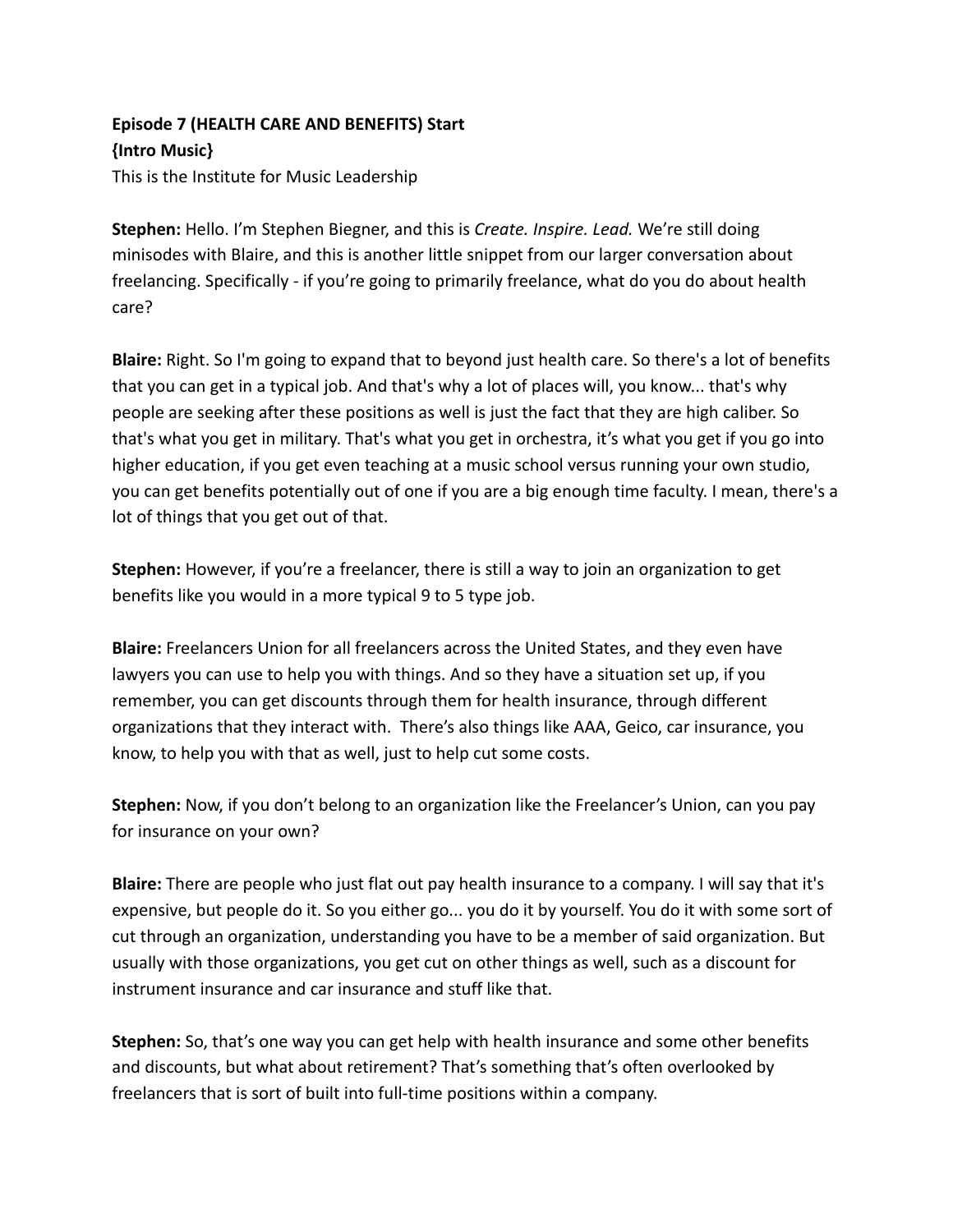**Episode 7 (HEALTH CARE AND BENEFITS) Start**
**{Intro Music}**
This is the Institute for Music Leadership

**Stephen:** Hello. I'm Stephen Biegner, and this is *Create. Inspire. Lead.* We're still doing minisodes with Blaire, and this is another little snippet from our larger conversation about freelancing. Specifically - if you're going to primarily freelance, what do you do about health care?

**Blaire:** Right. So I'm going to expand that to beyond just health care. So there's a lot of benefits that you can get in a typical job. And that's why a lot of places will, you know... that's why people are seeking after these positions as well is just the fact that they are high caliber. So that's what you get in military. That's what you get in orchestra, it's what you get if you go into higher education, if you get even teaching at a music school versus running your own studio, you can get benefits potentially out of one if you are a big enough time faculty. I mean, there's a lot of things that you get out of that.

**Stephen:** However, if you're a freelancer, there is still a way to join an organization to get benefits like you would in a more typical 9 to 5 type job.

**Blaire:** Freelancers Union for all freelancers across the United States, and they even have lawyers you can use to help you with things. And so they have a situation set up, if you remember, you can get discounts through them for health insurance, through different organizations that they interact with. There's also things like AAA, Geico, car insurance, you know, to help you with that as well, just to help cut some costs.

**Stephen:** Now, if you don't belong to an organization like the Freelancer's Union, can you pay for insurance on your own?

**Blaire:** There are people who just flat out pay health insurance to a company. I will say that it's expensive, but people do it. So you either go... you do it by yourself. You do it with some sort of cut through an organization, understanding you have to be a member of said organization. But usually with those organizations, you get cut on other things as well, such as a discount for instrument insurance and car insurance and stuff like that.

**Stephen:** So, that's one way you can get help with health insurance and some other benefits and discounts, but what about retirement? That's something that's often overlooked by freelancers that is sort of built into full-time positions within a company.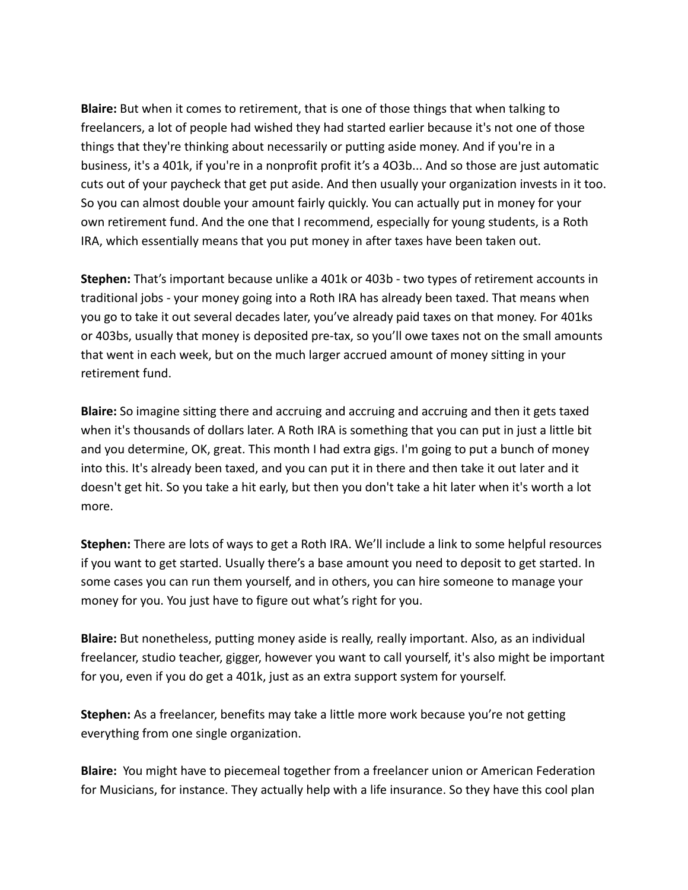**Blaire:** But when it comes to retirement, that is one of those things that when talking to freelancers, a lot of people had wished they had started earlier because it's not one of those things that they're thinking about necessarily or putting aside money. And if you're in a business, it's a 401k, if you're in a nonprofit profit it's a 4O3b... And so those are just automatic cuts out of your paycheck that get put aside. And then usually your organization invests in it too. So you can almost double your amount fairly quickly. You can actually put in money for your own retirement fund. And the one that I recommend, especially for young students, is a Roth IRA, which essentially means that you put money in after taxes have been taken out.

**Stephen:** That's important because unlike a 401k or 403b - two types of retirement accounts in traditional jobs - your money going into a Roth IRA has already been taxed. That means when you go to take it out several decades later, you've already paid taxes on that money. For 401ks or 403bs, usually that money is deposited pre-tax, so you'll owe taxes not on the small amounts that went in each week, but on the much larger accrued amount of money sitting in your retirement fund.

**Blaire:** So imagine sitting there and accruing and accruing and accruing and then it gets taxed when it's thousands of dollars later. A Roth IRA is something that you can put in just a little bit and you determine, OK, great. This month I had extra gigs. I'm going to put a bunch of money into this. It's already been taxed, and you can put it in there and then take it out later and it doesn't get hit. So you take a hit early, but then you don't take a hit later when it's worth a lot more.

**Stephen:** There are lots of ways to get a Roth IRA. We'll include a link to some helpful resources if you want to get started. Usually there's a base amount you need to deposit to get started. In some cases you can run them yourself, and in others, you can hire someone to manage your money for you. You just have to figure out what's right for you.

**Blaire:** But nonetheless, putting money aside is really, really important. Also, as an individual freelancer, studio teacher, gigger, however you want to call yourself, it's also might be important for you, even if you do get a 401k, just as an extra support system for yourself.

**Stephen:** As a freelancer, benefits may take a little more work because you're not getting everything from one single organization.

**Blaire:** You might have to piecemeal together from a freelancer union or American Federation for Musicians, for instance. They actually help with a life insurance. So they have this cool plan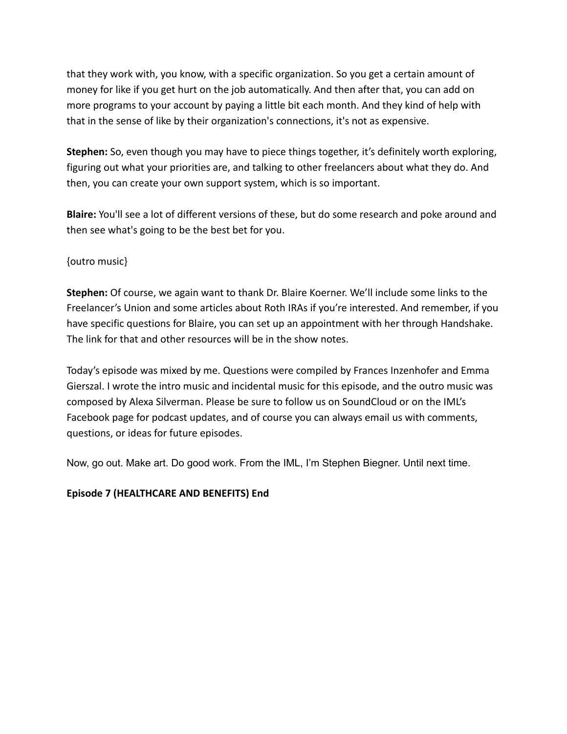that they work with, you know, with a specific organization. So you get a certain amount of money for like if you get hurt on the job automatically. And then after that, you can add on more programs to your account by paying a little bit each month. And they kind of help with that in the sense of like by their organization's connections, it's not as expensive.

**Stephen:** So, even though you may have to piece things together, it's definitely worth exploring, figuring out what your priorities are, and talking to other freelancers about what they do. And then, you can create your own support system, which is so important.

**Blaire:** You'll see a lot of different versions of these, but do some research and poke around and then see what's going to be the best bet for you.

{outro music}

**Stephen:** Of course, we again want to thank Dr. Blaire Koerner. We'll include some links to the Freelancer's Union and some articles about Roth IRAs if you're interested. And remember, if you have specific questions for Blaire, you can set up an appointment with her through Handshake. The link for that and other resources will be in the show notes.

Today's episode was mixed by me. Questions were compiled by Frances Inzenhofer and Emma Gierszal. I wrote the intro music and incidental music for this episode, and the outro music was composed by Alexa Silverman. Please be sure to follow us on SoundCloud or on the IML's Facebook page for podcast updates, and of course you can always email us with comments, questions, or ideas for future episodes.

Now, go out. Make art. Do good work. From the IML, I'm Stephen Biegner. Until next time.

**Episode 7 (HEALTHCARE AND BENEFITS) End**